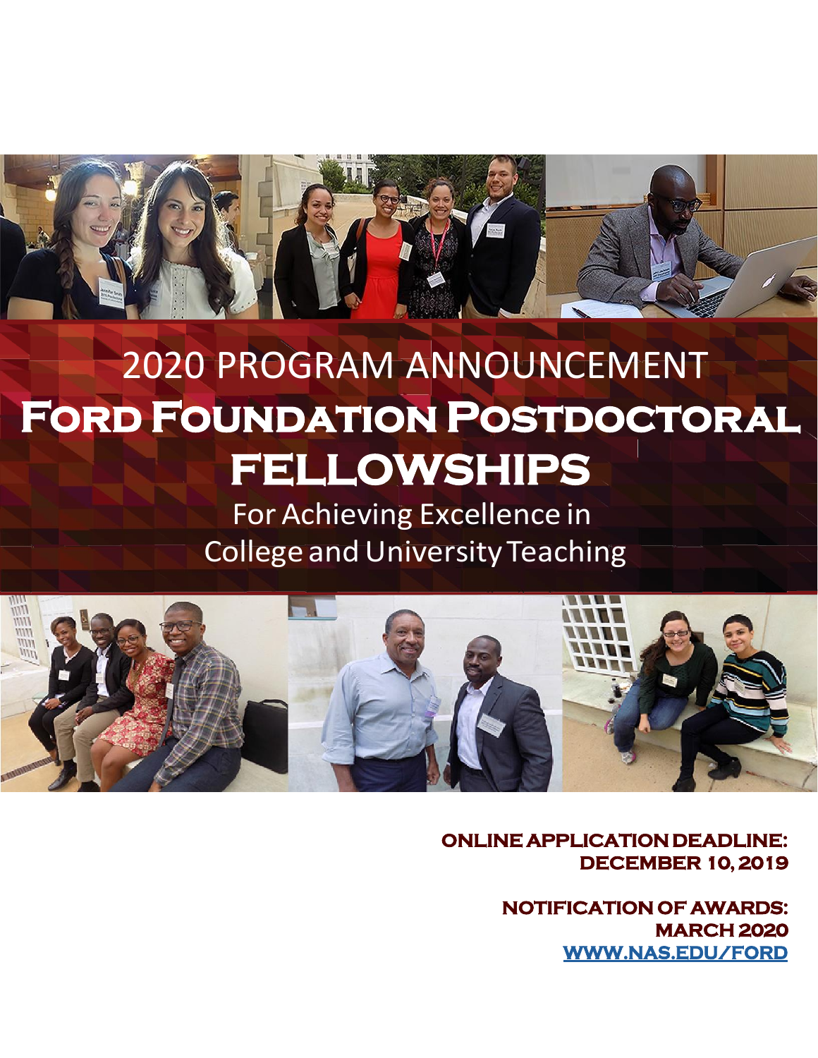# 2020 PROGRAM ANNOUNCEMENT

# Ford Foundation Postdoctoral FELLOWSHIPS

## For Achieving Excellence in College and University Teaching

**ONLINE APPLICATION DEADLINE: DECEMBER 10, 2019**

**NOTIFICATION OF AWARDS: MARCH 2020**

**WWW.NAS.EDU/FORD**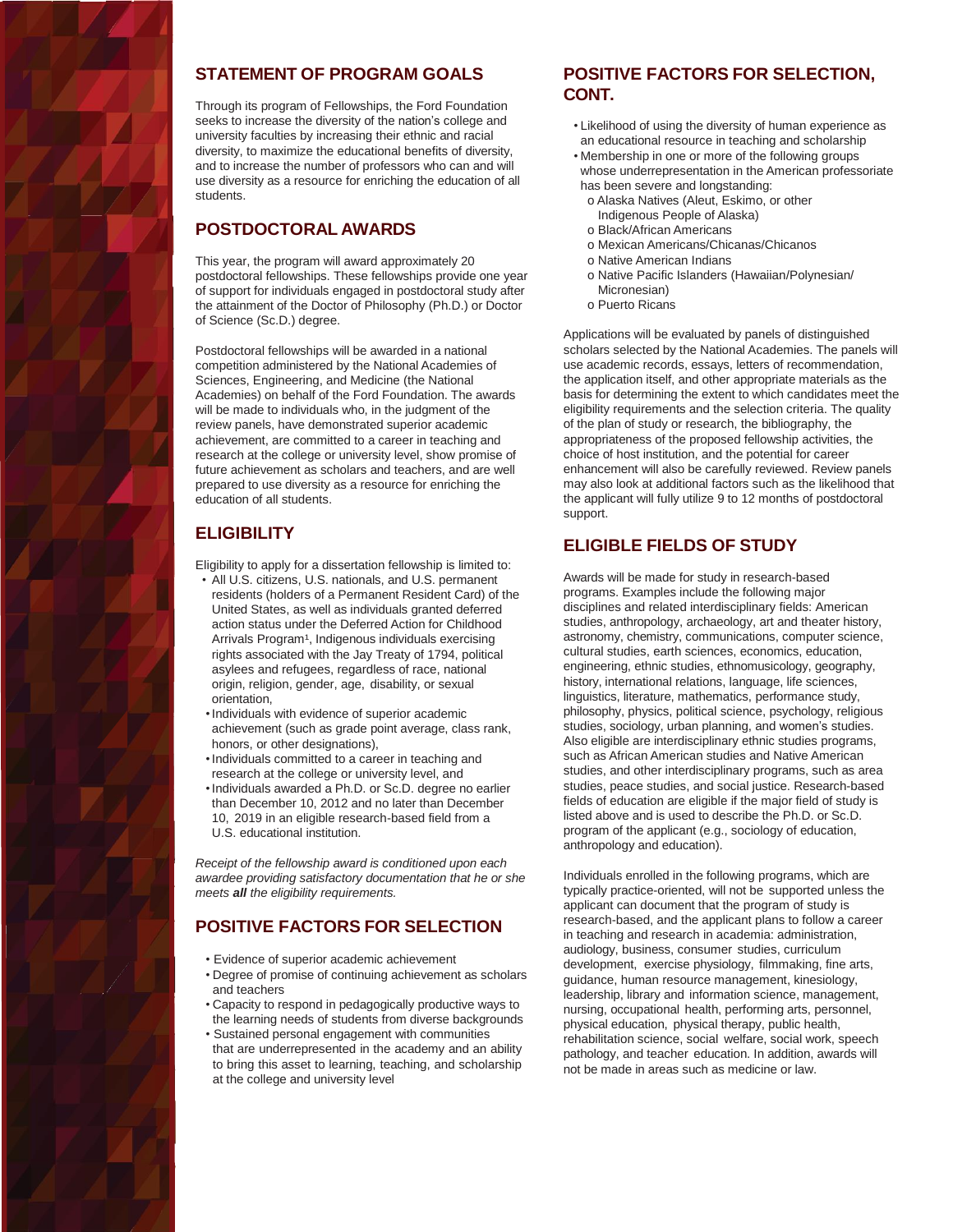## STATEMENT OF PROGRAM GOALS

Through its program of Fellowships, the Ford Foundation seeks to increase the diversity of the nation's college and university faculties by increasing their ethnic and racial diversity, to maximize the educational benefits of diversity, and to increase the number of professors who can and will use diversity as a resource for enriching the education of all students.

## POSTDOCTORAL AWARDS

This year, the program will award approximately 20 postdoctoral fellowships. These fellowships provide one year of support for individuals engaged in postdoctoral study after the attainment of the Doctor of Philosophy (Ph.D.) or Doctor of Science (Sc.D.) degree.

Postdoctoral fellowships will be awarded in a national competition administered by the National Academies of Sciences, Engineering, and Medicine (the National Academies) on behalf of the Ford Foundation. The awards will be made to individuals who, in the judgment of the review panels, have demonstrated superior academic achievement, are committed to a career in teaching and research at the college or university level, show promise of future achievement as scholars and teachers, and are well prepared to use diversity as a resource for enriching the education of all students.

## ELIGIBILITY

Eligibility to apply for a dissertation fellowship is limited to:

- All U.S. citizens, U.S. nationals, and U.S. permanent residents (holders of a Permanent Resident Card) of the United States, as well as individuals granted deferred action status under the Deferred Action for Childhood Arrivals Program[1], Indigenous individuals exercising rights associated with the Jay Treaty of 1794, political asylees and refugees, regardless of race, national origin, religion, gender, age, disability, or sexual orientation,
- Individuals with evidence of superior academic achievement (such as grade point average, class rank, honors, or other designations),
- Individuals committed to a career in teaching and research at the college or university level, and
- Individuals awarded a Ph.D. or Sc.D. degree no earlier than December 10, 2012 and no later than December 10, 2019 in an eligible research-based field from a U.S. educational institution.

*Receipt of the fellowship award is conditioned upon each awardee providing satisfactory documentation that he or she meets **all** the eligibility requirements.*

## POSITIVE FACTORS FOR SELECTION

- Evidence of superior academic achievement
- Degree of promise of continuing achievement as scholars and teachers
- Capacity to respond in pedagogically productive ways to the learning needs of students from diverse backgrounds
- Sustained personal engagement with communities that are underrepresented in the academy and an ability to bring this asset to learning, teaching, and scholarship at the college and university level

## POSITIVE FACTORS FOR SELECTION, CONT.

- Likelihood of using the diversity of human experience as an educational resource in teaching and scholarship
- Membership in one or more of the following groups whose underrepresentation in the American professoriate has been severe and longstanding:
  - Alaska Natives (Aleut, Eskimo, or other Indigenous People of Alaska)
  - Black/African Americans
  - Mexican Americans/Chicanas/Chicanos
  - Native American Indians
  - Native Pacific Islanders (Hawaiian/Polynesian/ Micronesian)
  - Puerto Ricans

Applications will be evaluated by panels of distinguished scholars selected by the National Academies. The panels will use academic records, essays, letters of recommendation, the application itself, and other appropriate materials as the basis for determining the extent to which candidates meet the eligibility requirements and the selection criteria. The quality of the plan of study or research, the bibliography, the appropriateness of the proposed fellowship activities, the choice of host institution, and the potential for career enhancement will also be carefully reviewed. Review panels may also look at additional factors such as the likelihood that the applicant will fully utilize 9 to 12 months of postdoctoral support.

## ELIGIBLE FIELDS OF STUDY

Awards will be made for study in research-based programs. Examples include the following major disciplines and related interdisciplinary fields: American studies, anthropology, archaeology, art and theater history, astronomy, chemistry, communications, computer science, cultural studies, earth sciences, economics, education, engineering, ethnic studies, ethnomusicology, geography, history, international relations, language, life sciences, linguistics, literature, mathematics, performance study, philosophy, physics, political science, psychology, religious studies, sociology, urban planning, and women's studies. Also eligible are interdisciplinary ethnic studies programs, such as African American studies and Native American studies, and other interdisciplinary programs, such as area studies, peace studies, and social justice. Research-based fields of education are eligible if the major field of study is listed above and is used to describe the Ph.D. or Sc.D. program of the applicant (e.g., sociology of education, anthropology and education).

Individuals enrolled in the following programs, which are typically practice-oriented, will not be supported unless the applicant can document that the program of study is research-based, and the applicant plans to follow a career in teaching and research in academia: administration, audiology, business, consumer studies, curriculum development, exercise physiology, filmmaking, fine arts, guidance, human resource management, kinesiology, leadership, library and information science, management, nursing, occupational health, performing arts, personnel, physical education, physical therapy, public health, rehabilitation science, social welfare, social work, speech pathology, and teacher education. In addition, awards will not be made in areas such as medicine or law.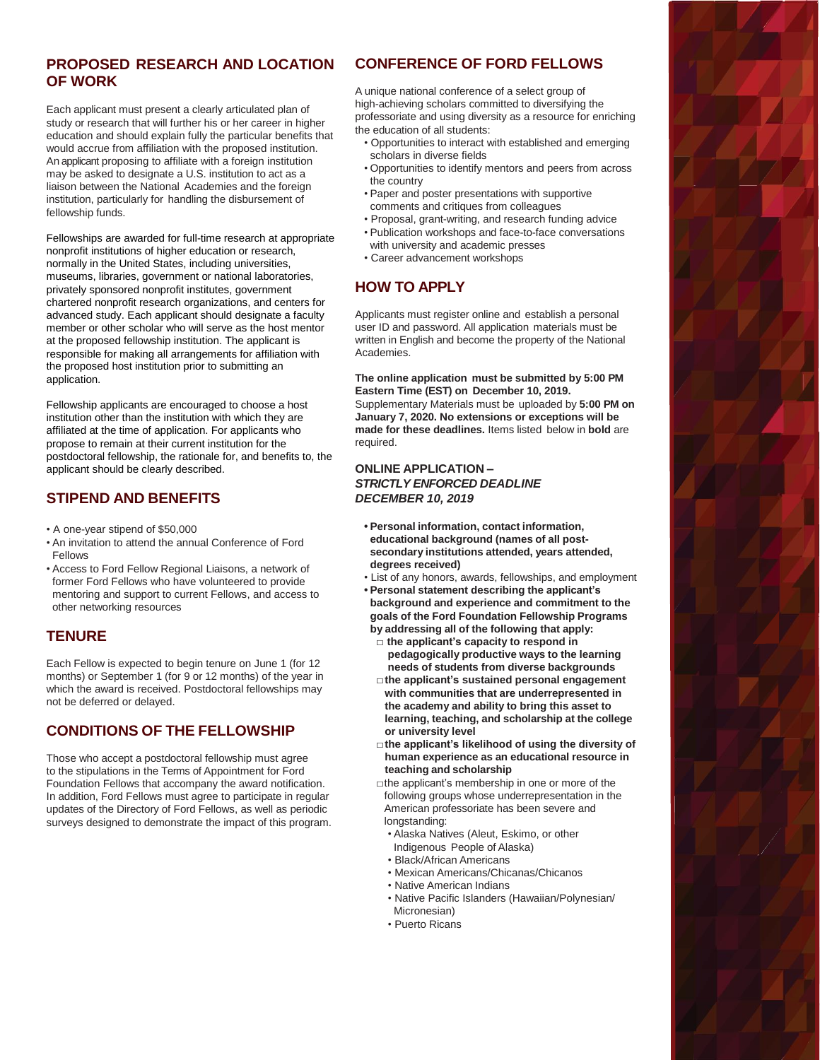## PROPOSED RESEARCH AND LOCATION OF WORK

Each applicant must present a clearly articulated plan of study or research that will further his or her career in higher education and should explain fully the particular benefits that would accrue from affiliation with the proposed institution. An applicant proposing to affiliate with a foreign institution may be asked to designate a U.S. institution to act as a liaison between the National Academies and the foreign institution, particularly for handling the disbursement of fellowship funds.

Fellowships are awarded for full-time research at appropriate nonprofit institutions of higher education or research, normally in the United States, including universities, museums, libraries, government or national laboratories, privately sponsored nonprofit institutes, government chartered nonprofit research organizations, and centers for advanced study. Each applicant should designate a faculty member or other scholar who will serve as the host mentor at the proposed fellowship institution. The applicant is responsible for making all arrangements for affiliation with the proposed host institution prior to submitting an application.

Fellowship applicants are encouraged to choose a host institution other than the institution with which they are affiliated at the time of application. For applicants who propose to remain at their current institution for the postdoctoral fellowship, the rationale for, and benefits to, the applicant should be clearly described.

## STIPEND AND BENEFITS

- A one-year stipend of $50,000
- An invitation to attend the annual Conference of Ford Fellows
- Access to Ford Fellow Regional Liaisons, a network of former Ford Fellows who have volunteered to provide mentoring and support to current Fellows, and access to other networking resources

## TENURE

Each Fellow is expected to begin tenure on June 1 (for 12 months) or September 1 (for 9 or 12 months) of the year in which the award is received. Postdoctoral fellowships may not be deferred or delayed.

## CONDITIONS OF THE FELLOWSHIP

Those who accept a postdoctoral fellowship must agree to the stipulations in the Terms of Appointment for Ford Foundation Fellows that accompany the award notification. In addition, Ford Fellows must agree to participate in regular updates of the Directory of Ford Fellows, as well as periodic surveys designed to demonstrate the impact of this program.

## CONFERENCE OF FORD FELLOWS

A unique national conference of a select group of high-achieving scholars committed to diversifying the professoriate and using diversity as a resource for enriching the education of all students:

- Opportunities to interact with established and emerging scholars in diverse fields
- Opportunities to identify mentors and peers from across the country
- Paper and poster presentations with supportive comments and critiques from colleagues
- Proposal, grant-writing, and research funding advice
- Publication workshops and face-to-face conversations with university and academic presses
- Career advancement workshops

## HOW TO APPLY

Applicants must register online and establish a personal user ID and password. All application materials must be written in English and become the property of the National Academies.

**The online application must be submitted by 5:00 PM Eastern Time (EST) on December 10, 2019.** Supplementary Materials must be uploaded by **5:00 PM on January 7, 2020. No extensions or exceptions will be made for these deadlines.** Items listed below in **bold** are required.

### ONLINE APPLICATION – *STRICTLY ENFORCED DEADLINE DECEMBER 10, 2019*

- **Personal information, contact information, educational background (names of all post-secondary institutions attended, years attended, degrees received)**
- List of any honors, awards, fellowships, and employment
- **Personal statement describing the applicant's background and experience and commitment to the goals of the Ford Foundation Fellowship Programs by addressing all of the following that apply:**
  - **the applicant's capacity to respond in pedagogically productive ways to the learning needs of students from diverse backgrounds**
  - **the applicant's sustained personal engagement with communities that are underrepresented in the academy and ability to bring this asset to learning, teaching, and scholarship at the college or university level**
  - **the applicant's likelihood of using the diversity of human experience as an educational resource in teaching and scholarship**
  - the applicant's membership in one or more of the following groups whose underrepresentation in the American professoriate has been severe and longstanding:
    - Alaska Natives (Aleut, Eskimo, or other Indigenous People of Alaska)
    - Black/African Americans
    - Mexican Americans/Chicanas/Chicanos
    - Native American Indians
    - Native Pacific Islanders (Hawaiian/Polynesian/Micronesian)
    - Puerto Ricans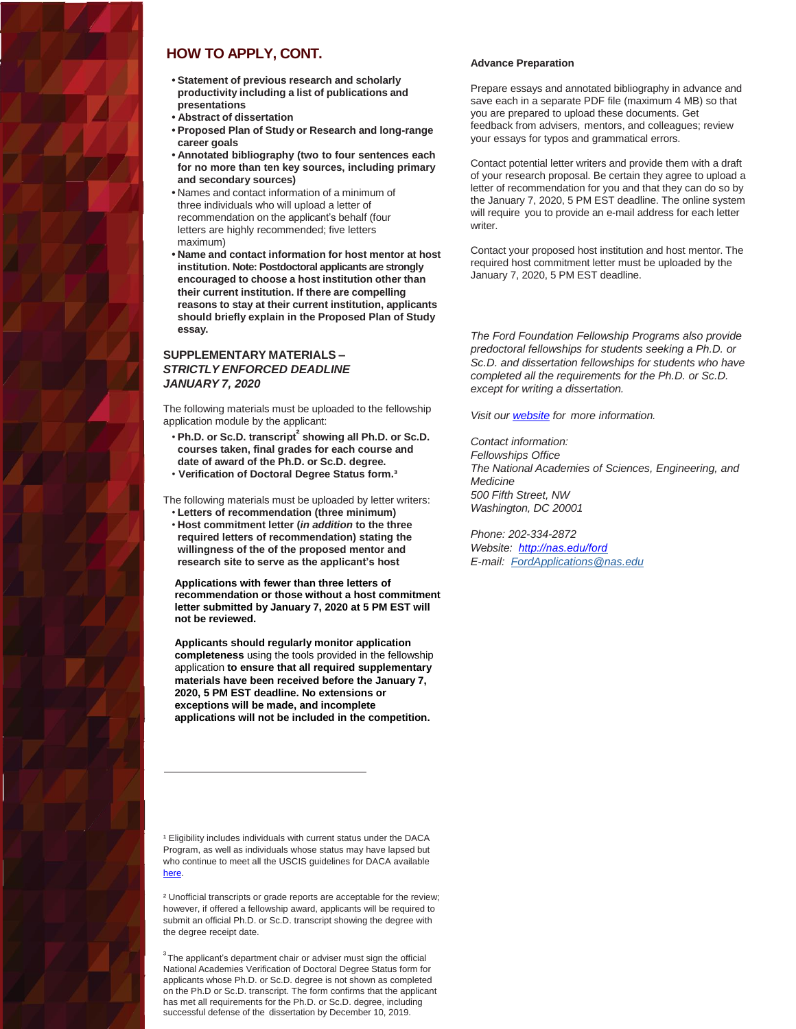## HOW TO APPLY, CONT.

- **Statement of previous research and scholarly productivity including a list of publications and presentations**
- **Abstract of dissertation**
- **Proposed Plan of Study or Research and long-range career goals**
- **Annotated bibliography (two to four sentences each for no more than ten key sources, including primary and secondary sources)**
- Names and contact information of a minimum of three individuals who will upload a letter of recommendation on the applicant's behalf (four letters are highly recommended; five letters maximum)
- **Name and contact information for host mentor at host institution. Note: Postdoctoral applicants are strongly encouraged to choose a host institution other than their current institution. If there are compelling reasons to stay at their current institution, applicants should briefly explain in the Proposed Plan of Study essay.**

### SUPPLEMENTARY MATERIALS – *STRICTLY ENFORCED DEADLINE JANUARY 7, 2020*

The following materials must be uploaded to the fellowship application module by the applicant:

- **Ph.D. or Sc.D. transcript[2] showing all Ph.D. or Sc.D. courses taken, final grades for each course and date of award of the Ph.D. or Sc.D. degree.**
- **Verification of Doctoral Degree Status form.[3]**

The following materials must be uploaded by letter writers:

- **Letters of recommendation (three minimum)**
- **Host commitment letter (*in addition* to the three required letters of recommendation) stating the willingness of the of the proposed mentor and research site to serve as the applicant's host**

**Applications with fewer than three letters of recommendation or those without a host commitment letter submitted by January 7, 2020 at 5 PM EST will not be reviewed.**

**Applicants should regularly monitor application completeness** using the tools provided in the fellowship application **to ensure that all required supplementary materials have been received before the January 7, 2020, 5 PM EST deadline. No extensions or exceptions will be made, and incomplete applications will not be included in the competition.**

**Advance Preparation**

Prepare essays and annotated bibliography in advance and save each in a separate PDF file (maximum 4 MB) so that you are prepared to upload these documents. Get feedback from advisers, mentors, and colleagues; review your essays for typos and grammatical errors.

Contact potential letter writers and provide them with a draft of your research proposal. Be certain they agree to upload a letter of recommendation for you and that they can do so by the January 7, 2020, 5 PM EST deadline. The online system will require you to provide an e-mail address for each letter writer.

Contact your proposed host institution and host mentor. The required host commitment letter must be uploaded by the January 7, 2020, 5 PM EST deadline.

*The Ford Foundation Fellowship Programs also provide predoctoral fellowships for students seeking a Ph.D. or Sc.D. and dissertation fellowships for students who have completed all the requirements for the Ph.D. or Sc.D. except for writing a dissertation.*

*Visit our [website](http://nas.edu/ford) for more information.*

*Contact information:*
*Fellowships Office*
*The National Academies of Sciences, Engineering, and Medicine*
*500 Fifth Street, NW*
*Washington, DC 20001*

*Phone: 202-334-2872*
*Website: [http://nas.edu/ford](http://nas.edu/ford)*
*E-mail: FordApplications@nas.edu*

---

[1] Eligibility includes individuals with current status under the DACA Program, as well as individuals whose status may have lapsed but who continue to meet all the USCIS guidelines for DACA available here.

[2] Unofficial transcripts or grade reports are acceptable for the review; however, if offered a fellowship award, applicants will be required to submit an official Ph.D. or Sc.D. transcript showing the degree with the degree receipt date.

[3] The applicant's department chair or adviser must sign the official National Academies Verification of Doctoral Degree Status form for applicants whose Ph.D. or Sc.D. degree is not shown as completed on the Ph.D or Sc.D. transcript. The form confirms that the applicant has met all requirements for the Ph.D. or Sc.D. degree, including successful defense of the dissertation by December 10, 2019.